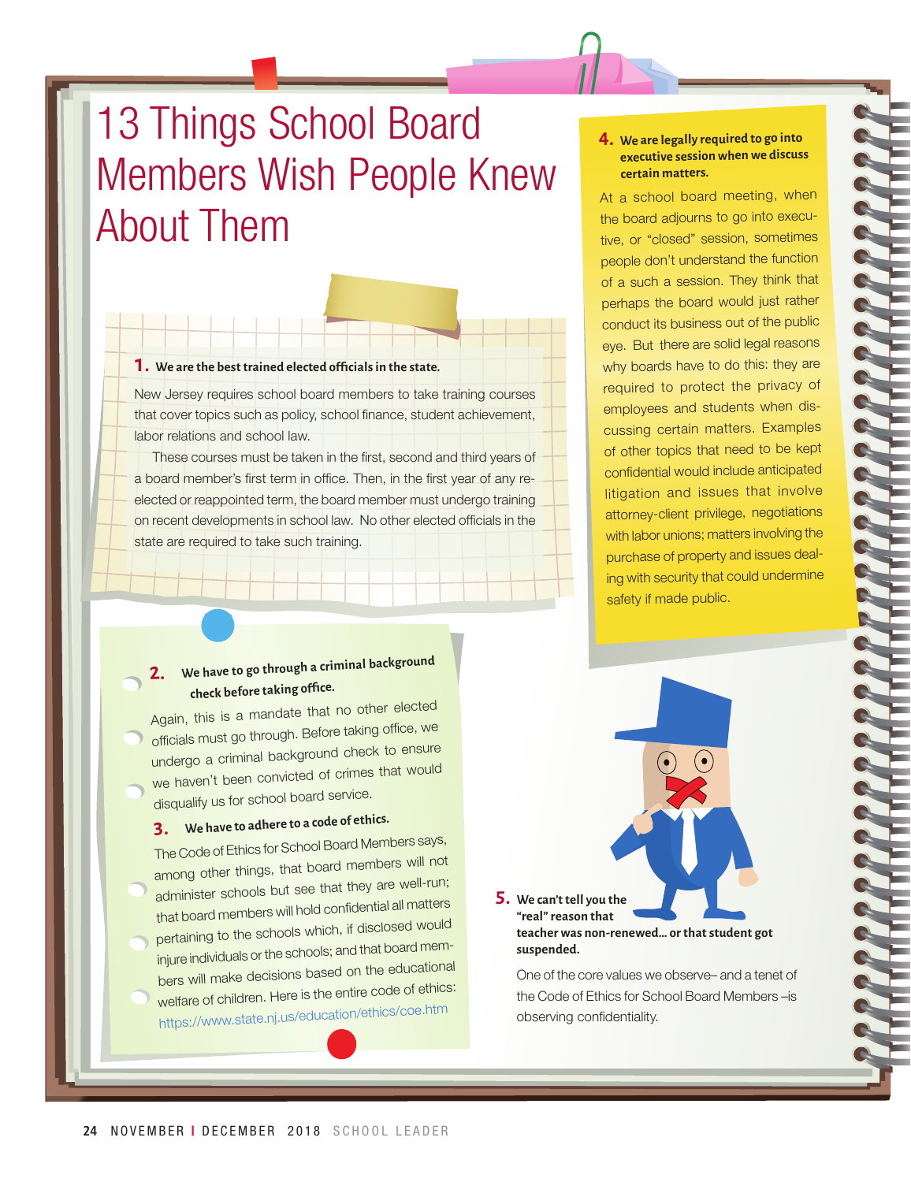# 13 Things School Board Members Wish People Knew About Them

**1. We are the best trained elected officials in the state.**

New Jersey requires school board members to take training courses that cover topics such as policy, school finance, student achievement, labor relations and school law.

These courses must be taken in the first, second and third years of a board member's first term in office. Then, in the first year of any re-elected or reappointed term, the board member must undergo training on recent developments in school law. No other elected officials in the state are required to take such training.

**2. We have to go through a criminal background check before taking office.**

Again, this is a mandate that no other elected officials must go through. Before taking office, we undergo a criminal background check to ensure we haven't been convicted of crimes that would disqualify us for school board service.

**3. We have to adhere to a code of ethics.**

The Code of Ethics for School Board Members says, among other things, that board members will not administer schools but see that they are well-run; that board members will hold confidential all matters pertaining to the schools which, if disclosed would injure individuals or the schools; and that board members will make decisions based on the educational welfare of children. Here is the entire code of ethics: https://www.state.nj.us/education/ethics/coe.htm

**4. We are legally required to go into executive session when we discuss certain matters.**

At a school board meeting, when the board adjourns to go into executive, or "closed" session, sometimes people don't understand the function of a such a session. They think that perhaps the board would just rather conduct its business out of the public eye. But there are solid legal reasons why boards have to do this: they are required to protect the privacy of employees and students when discussing certain matters. Examples of other topics that need to be kept confidential would include anticipated litigation and issues that involve attorney-client privilege, negotiations with labor unions; matters involving the purchase of property and issues dealing with security that could undermine safety if made public.

**5. We can't tell you the "real" reason that teacher was non-renewed... or that student got suspended.**

One of the core values we observe– and a tenet of the Code of Ethics for School Board Members –is observing confidentiality.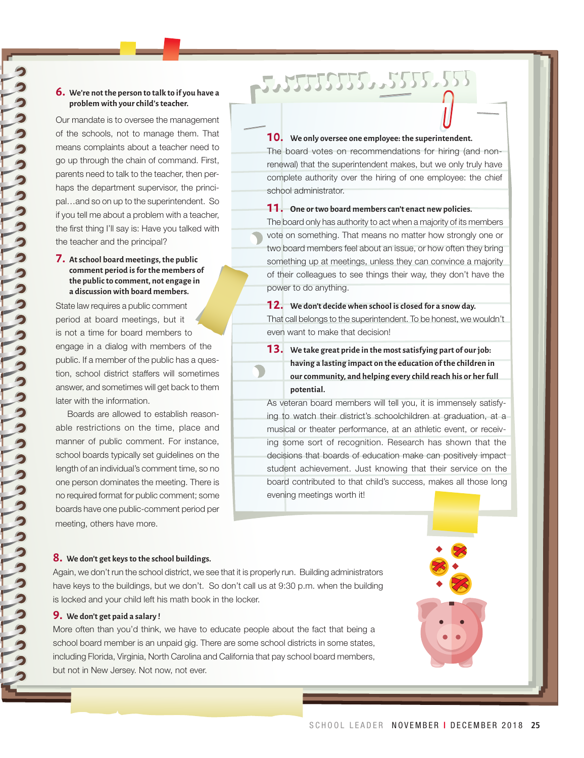**6. We're not the person to talk to if you have a problem with your child's teacher.**

Our mandate is to oversee the management of the schools, not to manage them. That means complaints about a teacher need to go up through the chain of command. First, parents need to talk to the teacher, then perhaps the department supervisor, the principal…and so on up to the superintendent. So if you tell me about a problem with a teacher, the first thing I'll say is: Have you talked with the teacher and the principal?

**7. At school board meetings, the public comment period is for the members of the public to comment, not engage in a discussion with board members.**

State law requires a public comment period at board meetings, but it is not a time for board members to engage in a dialog with members of the public. If a member of the public has a question, school district staffers will sometimes answer, and sometimes will get back to them later with the information.

Boards are allowed to establish reasonable restrictions on the time, place and manner of public comment. For instance, school boards typically set guidelines on the length of an individual's comment time, so no one person dominates the meeting. There is no required format for public comment; some boards have one public-comment period per meeting, others have more.

**10. We only oversee one employee: the superintendent.**

The board votes on recommendations for hiring (and non-renewal) that the superintendent makes, but we only truly have complete authority over the hiring of one employee: the chief school administrator.

**11. One or two board members can't enact new policies.**

The board only has authority to act when a majority of its members vote on something. That means no matter how strongly one or two board members feel about an issue, or how often they bring something up at meetings, unless they can convince a majority of their colleagues to see things their way, they don't have the power to do anything.

**12. We don't decide when school is closed for a snow day.**

That call belongs to the superintendent. To be honest, we wouldn't even want to make that decision!

**13. We take great pride in the most satisfying part of our job: having a lasting impact on the education of the children in our community, and helping every child reach his or her full potential.**

As veteran board members will tell you, it is immensely satisfying to watch their district's schoolchildren at graduation, at a musical or theater performance, at an athletic event, or receiving some sort of recognition. Research has shown that the decisions that boards of education make can positively impact student achievement. Just knowing that their service on the board contributed to that child's success, makes all those long evening meetings worth it!

**8. We don't get keys to the school buildings.**

Again, we don't run the school district, we see that it is properly run. Building administrators have keys to the buildings, but we don't. So don't call us at 9:30 p.m. when the building is locked and your child left his math book in the locker.

**9. We don't get paid a salary!**

More often than you'd think, we have to educate people about the fact that being a school board member is an unpaid gig. There are some school districts in some states, including Florida, Virginia, North Carolina and California that pay school board members, but not in New Jersey. Not now, not ever.